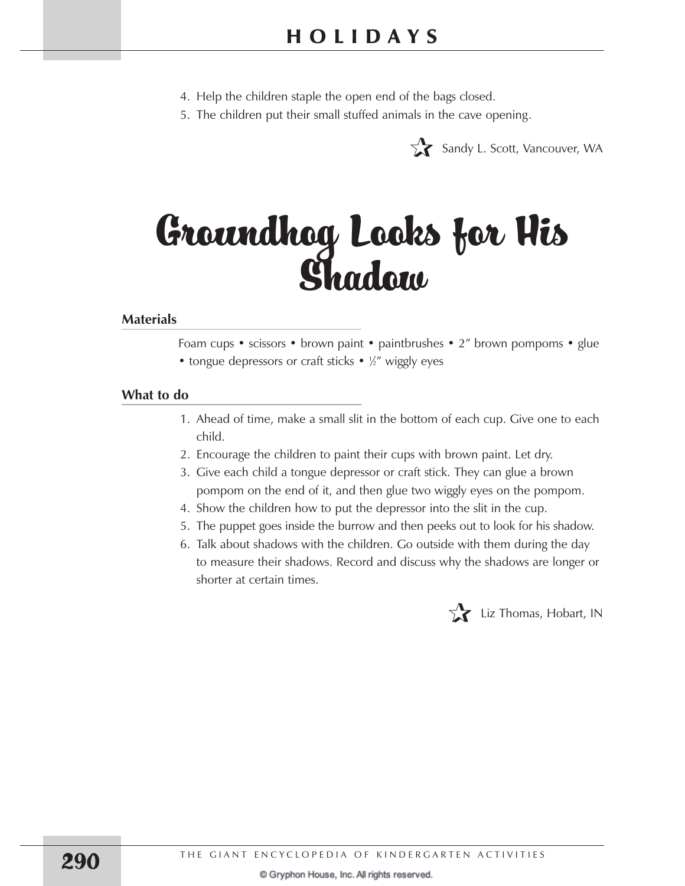4. Help the children staple the open end of the bags closed.
5. The children put their small stuffed animals in the cave opening.

☆ Sandy L. Scott, Vancouver, WA

# Groundhog Looks for His Shadow

## Materials

Foam cups • scissors • brown paint • paintbrushes • 2″ brown pompoms • glue • tongue depressors or craft sticks • ½″ wiggly eyes

## What to do

1. Ahead of time, make a small slit in the bottom of each cup. Give one to each child.
2. Encourage the children to paint their cups with brown paint. Let dry.
3. Give each child a tongue depressor or craft stick. They can glue a brown pompom on the end of it, and then glue two wiggly eyes on the pompom.
4. Show the children how to put the depressor into the slit in the cup.
5. The puppet goes inside the burrow and then peeks out to look for his shadow.
6. Talk about shadows with the children. Go outside with them during the day to measure their shadows. Record and discuss why the shadows are longer or shorter at certain times.

☆ Liz Thomas, Hobart, IN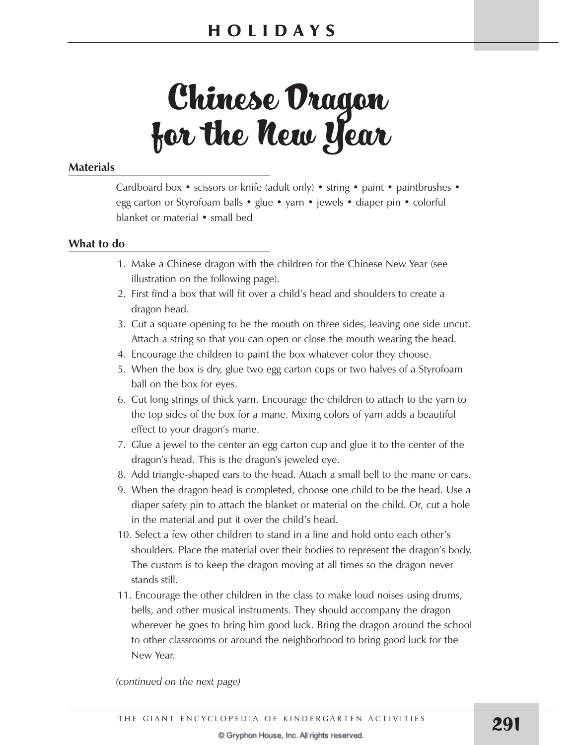# Chinese Dragon for the New Year

### Materials

Cardboard box • scissors or knife (adult only) • string • paint • paintbrushes • egg carton or Styrofoam balls • glue • yarn • jewels • diaper pin • colorful blanket or material • small bed

### What to do

1. Make a Chinese dragon with the children for the Chinese New Year (see illustration on the following page).
2. First find a box that will fit over a child's head and shoulders to create a dragon head.
3. Cut a square opening to be the mouth on three sides, leaving one side uncut. Attach a string so that you can open or close the mouth wearing the head.
4. Encourage the children to paint the box whatever color they choose.
5. When the box is dry, glue two egg carton cups or two halves of a Styrofoam ball on the box for eyes.
6. Cut long strings of thick yarn. Encourage the children to attach to the yarn to the top sides of the box for a mane. Mixing colors of yarn adds a beautiful effect to your dragon's mane.
7. Glue a jewel to the center an egg carton cup and glue it to the center of the dragon's head. This is the dragon's jeweled eye.
8. Add triangle-shaped ears to the head. Attach a small bell to the mane or ears.
9. When the dragon head is completed, choose one child to be the head. Use a diaper safety pin to attach the blanket or material on the child. Or, cut a hole in the material and put it over the child's head.
10. Select a few other children to stand in a line and hold onto each other's shoulders. Place the material over their bodies to represent the dragon's body. The custom is to keep the dragon moving at all times so the dragon never stands still.
11. Encourage the other children in the class to make loud noises using drums, bells, and other musical instruments. They should accompany the dragon wherever he goes to bring him good luck. Bring the dragon around the school to other classrooms or around the neighborhood to bring good luck for the New Year.

*(continued on the next page)*